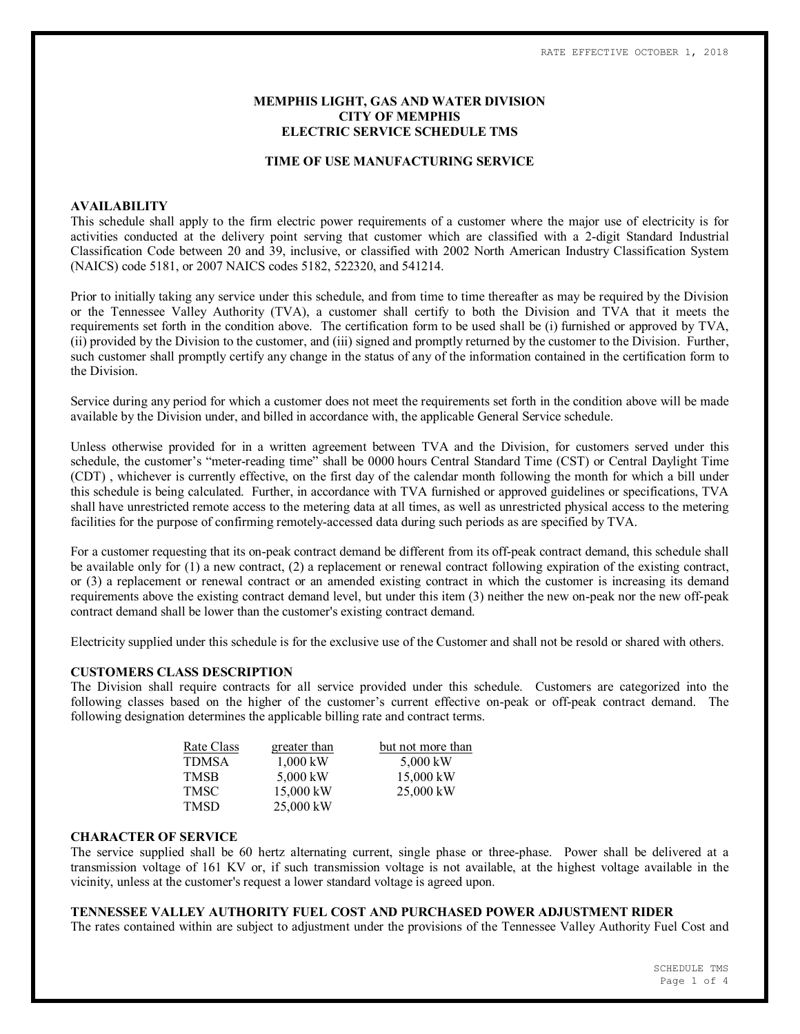RATE EFFECTIVE OCTOBER 1, 2018

**MEMPHIS LIGHT, GAS AND WATER DIVISION**
**CITY OF MEMPHIS**
**ELECTRIC SERVICE SCHEDULE TMS**

**TIME OF USE MANUFACTURING SERVICE**

## AVAILABILITY

This schedule shall apply to the firm electric power requirements of a customer where the major use of electricity is for activities conducted at the delivery point serving that customer which are classified with a 2-digit Standard Industrial Classification Code between 20 and 39, inclusive, or classified with 2002 North American Industry Classification System (NAICS) code 5181, or 2007 NAICS codes 5182, 522320, and 541214.

Prior to initially taking any service under this schedule, and from time to time thereafter as may be required by the Division or the Tennessee Valley Authority (TVA), a customer shall certify to both the Division and TVA that it meets the requirements set forth in the condition above. The certification form to be used shall be (i) furnished or approved by TVA, (ii) provided by the Division to the customer, and (iii) signed and promptly returned by the customer to the Division. Further, such customer shall promptly certify any change in the status of any of the information contained in the certification form to the Division.

Service during any period for which a customer does not meet the requirements set forth in the condition above will be made available by the Division under, and billed in accordance with, the applicable General Service schedule.

Unless otherwise provided for in a written agreement between TVA and the Division, for customers served under this schedule, the customer's "meter-reading time" shall be 0000 hours Central Standard Time (CST) or Central Daylight Time (CDT) , whichever is currently effective, on the first day of the calendar month following the month for which a bill under this schedule is being calculated. Further, in accordance with TVA furnished or approved guidelines or specifications, TVA shall have unrestricted remote access to the metering data at all times, as well as unrestricted physical access to the metering facilities for the purpose of confirming remotely-accessed data during such periods as are specified by TVA.

For a customer requesting that its on-peak contract demand be different from its off-peak contract demand, this schedule shall be available only for (1) a new contract, (2) a replacement or renewal contract following expiration of the existing contract, or (3) a replacement or renewal contract or an amended existing contract in which the customer is increasing its demand requirements above the existing contract demand level, but under this item (3) neither the new on-peak nor the new off-peak contract demand shall be lower than the customer's existing contract demand.

Electricity supplied under this schedule is for the exclusive use of the Customer and shall not be resold or shared with others.

## CUSTOMERS CLASS DESCRIPTION

The Division shall require contracts for all service provided under this schedule. Customers are categorized into the following classes based on the higher of the customer's current effective on-peak or off-peak contract demand. The following designation determines the applicable billing rate and contract terms.

| Rate Class | greater than | but not more than |
|---|---|---|
| TDMSA | 1,000 kW | 5,000 kW |
| TMSB | 5,000 kW | 15,000 kW |
| TMSC | 15,000 kW | 25,000 kW |
| TMSD | 25,000 kW | |

## CHARACTER OF SERVICE

The service supplied shall be 60 hertz alternating current, single phase or three-phase. Power shall be delivered at a transmission voltage of 161 KV or, if such transmission voltage is not available, at the highest voltage available in the vicinity, unless at the customer's request a lower standard voltage is agreed upon.

## TENNESSEE VALLEY AUTHORITY FUEL COST AND PURCHASED POWER ADJUSTMENT RIDER

The rates contained within are subject to adjustment under the provisions of the Tennessee Valley Authority Fuel Cost and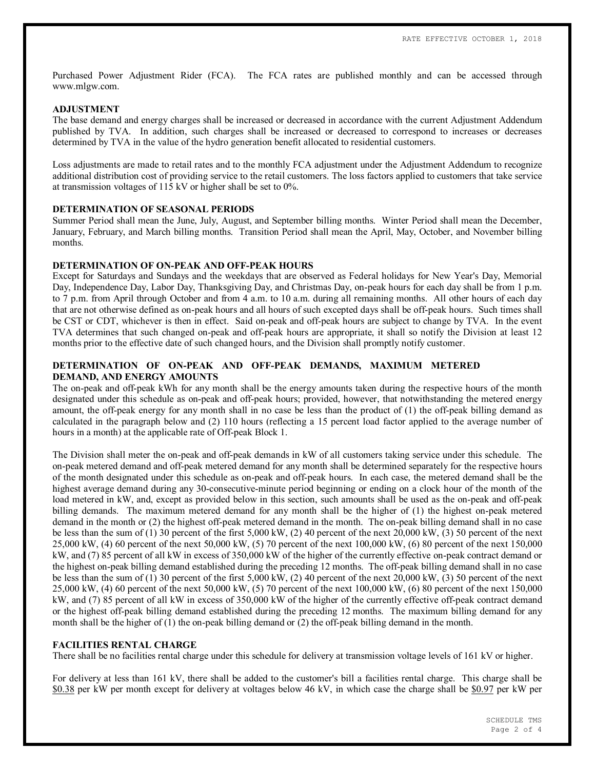Purchased Power Adjustment Rider (FCA). The FCA rates are published monthly and can be accessed through www.mlgw.com.

**ADJUSTMENT**

The base demand and energy charges shall be increased or decreased in accordance with the current Adjustment Addendum published by TVA. In addition, such charges shall be increased or decreased to correspond to increases or decreases determined by TVA in the value of the hydro generation benefit allocated to residential customers.

Loss adjustments are made to retail rates and to the monthly FCA adjustment under the Adjustment Addendum to recognize additional distribution cost of providing service to the retail customers. The loss factors applied to customers that take service at transmission voltages of 115 kV or higher shall be set to 0%.

**DETERMINATION OF SEASONAL PERIODS**

Summer Period shall mean the June, July, August, and September billing months. Winter Period shall mean the December, January, February, and March billing months. Transition Period shall mean the April, May, October, and November billing months.

**DETERMINATION OF ON-PEAK AND OFF-PEAK HOURS**

Except for Saturdays and Sundays and the weekdays that are observed as Federal holidays for New Year's Day, Memorial Day, Independence Day, Labor Day, Thanksgiving Day, and Christmas Day, on-peak hours for each day shall be from 1 p.m. to 7 p.m. from April through October and from 4 a.m. to 10 a.m. during all remaining months. All other hours of each day that are not otherwise defined as on-peak hours and all hours of such excepted days shall be off-peak hours. Such times shall be CST or CDT, whichever is then in effect. Said on-peak and off-peak hours are subject to change by TVA. In the event TVA determines that such changed on-peak and off-peak hours are appropriate, it shall so notify the Division at least 12 months prior to the effective date of such changed hours, and the Division shall promptly notify customer.

**DETERMINATION OF ON-PEAK AND OFF-PEAK DEMANDS, MAXIMUM METERED DEMAND, AND ENERGY AMOUNTS**

The on-peak and off-peak kWh for any month shall be the energy amounts taken during the respective hours of the month designated under this schedule as on-peak and off-peak hours; provided, however, that notwithstanding the metered energy amount, the off-peak energy for any month shall in no case be less than the product of (1) the off-peak billing demand as calculated in the paragraph below and (2) 110 hours (reflecting a 15 percent load factor applied to the average number of hours in a month) at the applicable rate of Off-peak Block 1.

The Division shall meter the on-peak and off-peak demands in kW of all customers taking service under this schedule. The on-peak metered demand and off-peak metered demand for any month shall be determined separately for the respective hours of the month designated under this schedule as on-peak and off-peak hours. In each case, the metered demand shall be the highest average demand during any 30-consecutive-minute period beginning or ending on a clock hour of the month of the load metered in kW, and, except as provided below in this section, such amounts shall be used as the on-peak and off-peak billing demands. The maximum metered demand for any month shall be the higher of (1) the highest on-peak metered demand in the month or (2) the highest off-peak metered demand in the month. The on-peak billing demand shall in no case be less than the sum of (1) 30 percent of the first 5,000 kW, (2) 40 percent of the next 20,000 kW, (3) 50 percent of the next 25,000 kW, (4) 60 percent of the next 50,000 kW, (5) 70 percent of the next 100,000 kW, (6) 80 percent of the next 150,000 kW, and (7) 85 percent of all kW in excess of 350,000 kW of the higher of the currently effective on-peak contract demand or the highest on-peak billing demand established during the preceding 12 months. The off-peak billing demand shall in no case be less than the sum of (1) 30 percent of the first 5,000 kW, (2) 40 percent of the next 20,000 kW, (3) 50 percent of the next 25,000 kW, (4) 60 percent of the next 50,000 kW, (5) 70 percent of the next 100,000 kW, (6) 80 percent of the next 150,000 kW, and (7) 85 percent of all kW in excess of 350,000 kW of the higher of the currently effective off-peak contract demand or the highest off-peak billing demand established during the preceding 12 months. The maximum billing demand for any month shall be the higher of (1) the on-peak billing demand or (2) the off-peak billing demand in the month.

**FACILITIES RENTAL CHARGE**

There shall be no facilities rental charge under this schedule for delivery at transmission voltage levels of 161 kV or higher.

For delivery at less than 161 kV, there shall be added to the customer's bill a facilities rental charge. This charge shall be $0.38 per kW per month except for delivery at voltages below 46 kV, in which case the charge shall be $0.97 per kW per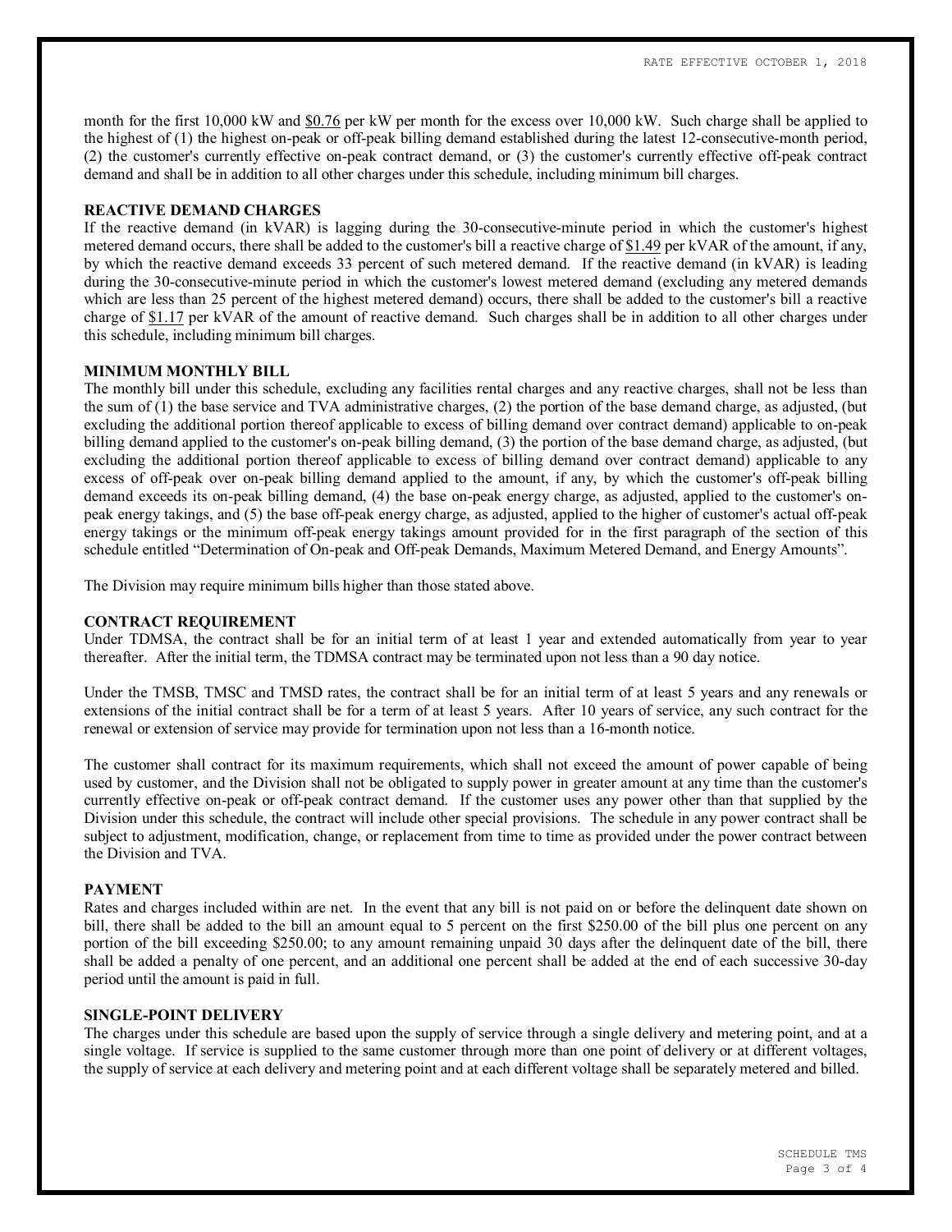month for the first 10,000 kW and $0.76 per kW per month for the excess over 10,000 kW. Such charge shall be applied to the highest of (1) the highest on-peak or off-peak billing demand established during the latest 12-consecutive-month period, (2) the customer's currently effective on-peak contract demand, or (3) the customer's currently effective off-peak contract demand and shall be in addition to all other charges under this schedule, including minimum bill charges.

**REACTIVE DEMAND CHARGES**

If the reactive demand (in kVAR) is lagging during the 30-consecutive-minute period in which the customer's highest metered demand occurs, there shall be added to the customer's bill a reactive charge of $1.49 per kVAR of the amount, if any, by which the reactive demand exceeds 33 percent of such metered demand. If the reactive demand (in kVAR) is leading during the 30-consecutive-minute period in which the customer's lowest metered demand (excluding any metered demands which are less than 25 percent of the highest metered demand) occurs, there shall be added to the customer's bill a reactive charge of $1.17 per kVAR of the amount of reactive demand. Such charges shall be in addition to all other charges under this schedule, including minimum bill charges.

**MINIMUM MONTHLY BILL**

The monthly bill under this schedule, excluding any facilities rental charges and any reactive charges, shall not be less than the sum of (1) the base service and TVA administrative charges, (2) the portion of the base demand charge, as adjusted, (but excluding the additional portion thereof applicable to excess of billing demand over contract demand) applicable to on-peak billing demand applied to the customer's on-peak billing demand, (3) the portion of the base demand charge, as adjusted, (but excluding the additional portion thereof applicable to excess of billing demand over contract demand) applicable to any excess of off-peak over on-peak billing demand applied to the amount, if any, by which the customer's off-peak billing demand exceeds its on-peak billing demand, (4) the base on-peak energy charge, as adjusted, applied to the customer's on-peak energy takings, and (5) the base off-peak energy charge, as adjusted, applied to the higher of customer's actual off-peak energy takings or the minimum off-peak energy takings amount provided for in the first paragraph of the section of this schedule entitled "Determination of On-peak and Off-peak Demands, Maximum Metered Demand, and Energy Amounts".

The Division may require minimum bills higher than those stated above.

**CONTRACT REQUIREMENT**

Under TDMSA, the contract shall be for an initial term of at least 1 year and extended automatically from year to year thereafter. After the initial term, the TDMSA contract may be terminated upon not less than a 90 day notice.

Under the TMSB, TMSC and TMSD rates, the contract shall be for an initial term of at least 5 years and any renewals or extensions of the initial contract shall be for a term of at least 5 years. After 10 years of service, any such contract for the renewal or extension of service may provide for termination upon not less than a 16-month notice.

The customer shall contract for its maximum requirements, which shall not exceed the amount of power capable of being used by customer, and the Division shall not be obligated to supply power in greater amount at any time than the customer's currently effective on-peak or off-peak contract demand. If the customer uses any power other than that supplied by the Division under this schedule, the contract will include other special provisions. The schedule in any power contract shall be subject to adjustment, modification, change, or replacement from time to time as provided under the power contract between the Division and TVA.

**PAYMENT**

Rates and charges included within are net. In the event that any bill is not paid on or before the delinquent date shown on bill, there shall be added to the bill an amount equal to 5 percent on the first $250.00 of the bill plus one percent on any portion of the bill exceeding $250.00; to any amount remaining unpaid 30 days after the delinquent date of the bill, there shall be added a penalty of one percent, and an additional one percent shall be added at the end of each successive 30-day period until the amount is paid in full.

**SINGLE-POINT DELIVERY**

The charges under this schedule are based upon the supply of service through a single delivery and metering point, and at a single voltage. If service is supplied to the same customer through more than one point of delivery or at different voltages, the supply of service at each delivery and metering point and at each different voltage shall be separately metered and billed.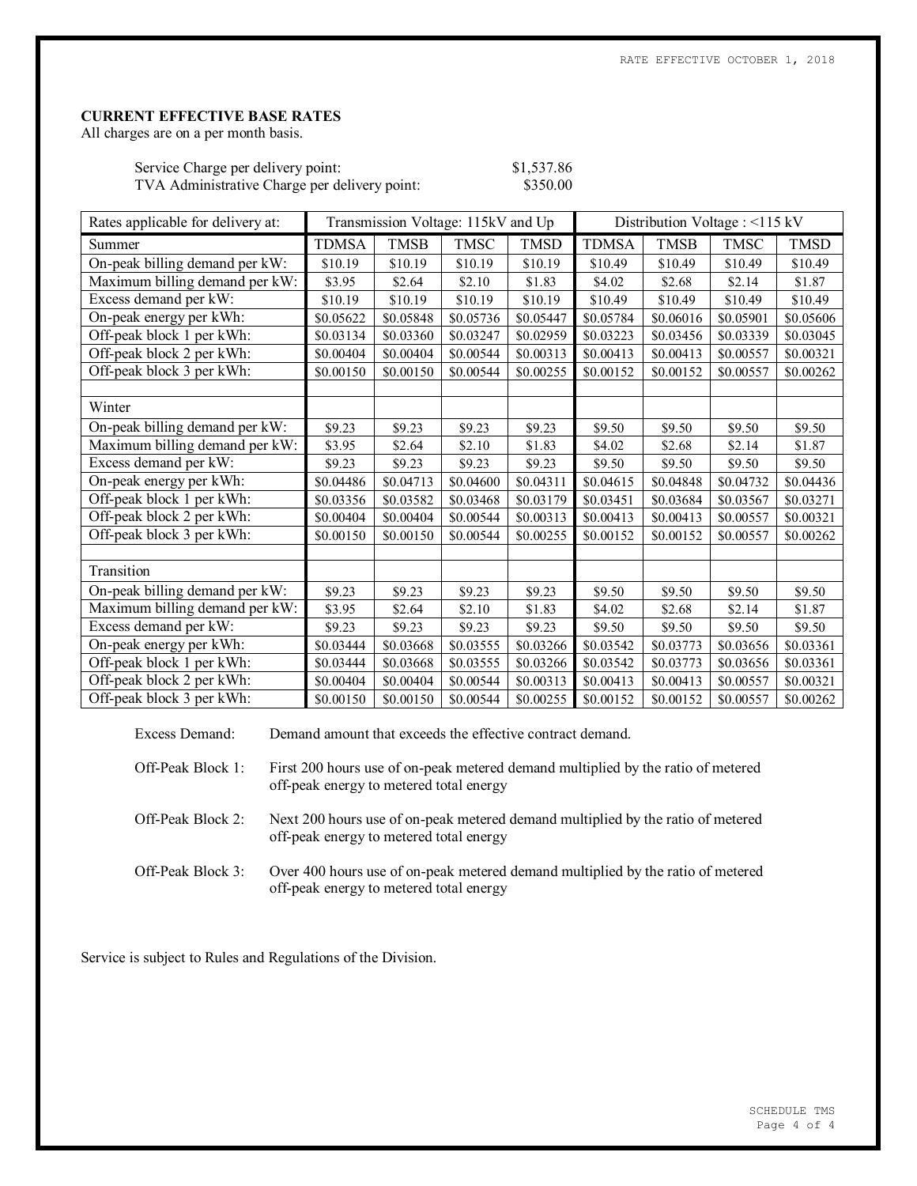RATE EFFECTIVE OCTOBER 1, 2018

**CURRENT EFFECTIVE BASE RATES**
All charges are on a per month basis.

Service Charge per delivery point: $1,537.86
TVA Administrative Charge per delivery point: $350.00

| Rates applicable for delivery at: | Transmission Voltage: 115kV and Up | | | | Distribution Voltage : <115 kV | | | |
|---|---|---|---|---|---|---|---|---|
| Summer | TDMSA | TMSB | TMSC | TMSD | TDMSA | TMSB | TMSC | TMSD |
| On-peak billing demand per kW: | $10.19 | $10.19 | $10.19 | $10.19 | $10.49 | $10.49 | $10.49 | $10.49 |
| Maximum billing demand per kW: | $3.95 | $2.64 | $2.10 | $1.83 | $4.02 | $2.68 | $2.14 | $1.87 |
| Excess demand per kW: | $10.19 | $10.19 | $10.19 | $10.19 | $10.49 | $10.49 | $10.49 | $10.49 |
| On-peak energy per kWh: | $0.05622 | $0.05848 | $0.05736 | $0.05447 | $0.05784 | $0.06016 | $0.05901 | $0.05606 |
| Off-peak block 1 per kWh: | $0.03134 | $0.03360 | $0.03247 | $0.02959 | $0.03223 | $0.03456 | $0.03339 | $0.03045 |
| Off-peak block 2 per kWh: | $0.00404 | $0.00404 | $0.00544 | $0.00313 | $0.00413 | $0.00413 | $0.00557 | $0.00321 |
| Off-peak block 3 per kWh: | $0.00150 | $0.00150 | $0.00544 | $0.00255 | $0.00152 | $0.00152 | $0.00557 | $0.00262 |
| | | | | | | | | |
| Winter | | | | | | | | |
| On-peak billing demand per kW: | $9.23 | $9.23 | $9.23 | $9.23 | $9.50 | $9.50 | $9.50 | $9.50 |
| Maximum billing demand per kW: | $3.95 | $2.64 | $2.10 | $1.83 | $4.02 | $2.68 | $2.14 | $1.87 |
| Excess demand per kW: | $9.23 | $9.23 | $9.23 | $9.23 | $9.50 | $9.50 | $9.50 | $9.50 |
| On-peak energy per kWh: | $0.04486 | $0.04713 | $0.04600 | $0.04311 | $0.04615 | $0.04848 | $0.04732 | $0.04436 |
| Off-peak block 1 per kWh: | $0.03356 | $0.03582 | $0.03468 | $0.03179 | $0.03451 | $0.03684 | $0.03567 | $0.03271 |
| Off-peak block 2 per kWh: | $0.00404 | $0.00404 | $0.00544 | $0.00313 | $0.00413 | $0.00413 | $0.00557 | $0.00321 |
| Off-peak block 3 per kWh: | $0.00150 | $0.00150 | $0.00544 | $0.00255 | $0.00152 | $0.00152 | $0.00557 | $0.00262 |
| | | | | | | | | |
| Transition | | | | | | | | |
| On-peak billing demand per kW: | $9.23 | $9.23 | $9.23 | $9.23 | $9.50 | $9.50 | $9.50 | $9.50 |
| Maximum billing demand per kW: | $3.95 | $2.64 | $2.10 | $1.83 | $4.02 | $2.68 | $2.14 | $1.87 |
| Excess demand per kW: | $9.23 | $9.23 | $9.23 | $9.23 | $9.50 | $9.50 | $9.50 | $9.50 |
| On-peak energy per kWh: | $0.03444 | $0.03668 | $0.03555 | $0.03266 | $0.03542 | $0.03773 | $0.03656 | $0.03361 |
| Off-peak block 1 per kWh: | $0.03444 | $0.03668 | $0.03555 | $0.03266 | $0.03542 | $0.03773 | $0.03656 | $0.03361 |
| Off-peak block 2 per kWh: | $0.00404 | $0.00404 | $0.00544 | $0.00313 | $0.00413 | $0.00413 | $0.00557 | $0.00321 |
| Off-peak block 3 per kWh: | $0.00150 | $0.00150 | $0.00544 | $0.00255 | $0.00152 | $0.00152 | $0.00557 | $0.00262 |

Excess Demand: Demand amount that exceeds the effective contract demand.

Off-Peak Block 1: First 200 hours use of on-peak metered demand multiplied by the ratio of metered off-peak energy to metered total energy

Off-Peak Block 2: Next 200 hours use of on-peak metered demand multiplied by the ratio of metered off-peak energy to metered total energy

Off-Peak Block 3: Over 400 hours use of on-peak metered demand multiplied by the ratio of metered off-peak energy to metered total energy

Service is subject to Rules and Regulations of the Division.

SCHEDULE TMS